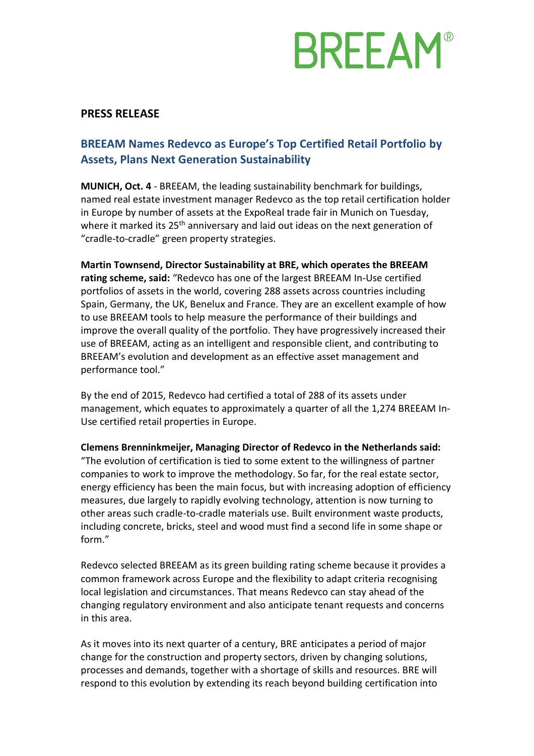BREEAM®

**PRESS RELEASE**

## BREEAM Names Redevco as Europe's Top Certified Retail Portfolio by Assets, Plans Next Generation Sustainability

**MUNICH, Oct. 4** - BREEAM, the leading sustainability benchmark for buildings, named real estate investment manager Redevco as the top retail certification holder in Europe by number of assets at the ExpoReal trade fair in Munich on Tuesday, where it marked its 25th anniversary and laid out ideas on the next generation of "cradle-to-cradle" green property strategies.

**Martin Townsend, Director Sustainability at BRE, which operates the BREEAM rating scheme, said:** "Redevco has one of the largest BREEAM In-Use certified portfolios of assets in the world, covering 288 assets across countries including Spain, Germany, the UK, Benelux and France. They are an excellent example of how to use BREEAM tools to help measure the performance of their buildings and improve the overall quality of the portfolio. They have progressively increased their use of BREEAM, acting as an intelligent and responsible client, and contributing to BREEAM's evolution and development as an effective asset management and performance tool."

By the end of 2015, Redevco had certified a total of 288 of its assets under management, which equates to approximately a quarter of all the 1,274 BREEAM In-Use certified retail properties in Europe.

**Clemens Brenninkmeijer, Managing Director of Redevco in the Netherlands said:** "The evolution of certification is tied to some extent to the willingness of partner companies to work to improve the methodology. So far, for the real estate sector, energy efficiency has been the main focus, but with increasing adoption of efficiency measures, due largely to rapidly evolving technology, attention is now turning to other areas such cradle-to-cradle materials use. Built environment waste products, including concrete, bricks, steel and wood must find a second life in some shape or form."

Redevco selected BREEAM as its green building rating scheme because it provides a common framework across Europe and the flexibility to adapt criteria recognising local legislation and circumstances. That means Redevco can stay ahead of the changing regulatory environment and also anticipate tenant requests and concerns in this area.

As it moves into its next quarter of a century, BRE anticipates a period of major change for the construction and property sectors, driven by changing solutions, processes and demands, together with a shortage of skills and resources. BRE will respond to this evolution by extending its reach beyond building certification into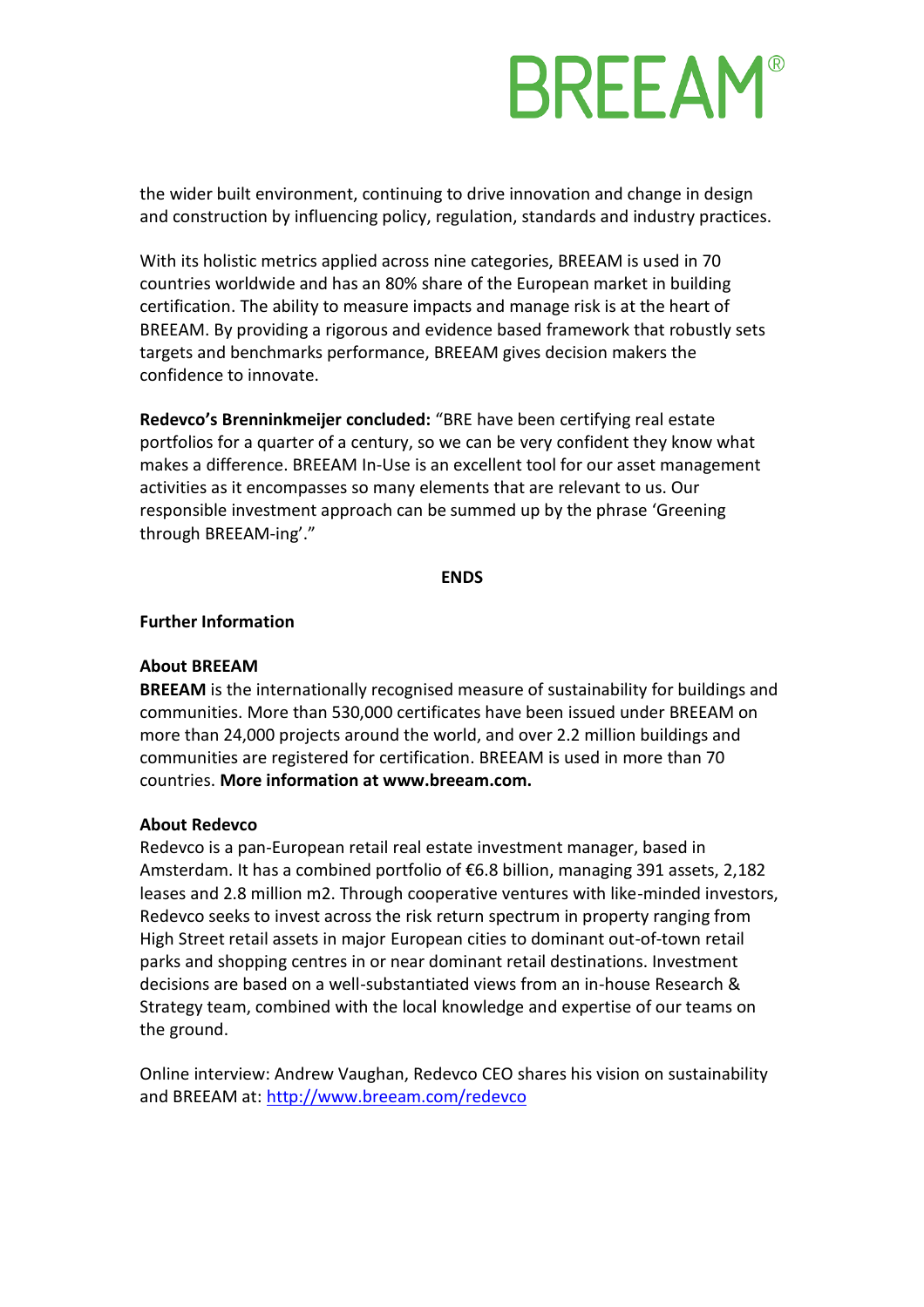the wider built environment, continuing to drive innovation and change in design and construction by influencing policy, regulation, standards and industry practices.

With its holistic metrics applied across nine categories, BREEAM is used in 70 countries worldwide and has an 80% share of the European market in building certification. The ability to measure impacts and manage risk is at the heart of BREEAM. By providing a rigorous and evidence based framework that robustly sets targets and benchmarks performance, BREEAM gives decision makers the confidence to innovate.

**Redevco's Brenninkmeijer concluded:** "BRE have been certifying real estate portfolios for a quarter of a century, so we can be very confident they know what makes a difference. BREEAM In-Use is an excellent tool for our asset management activities as it encompasses so many elements that are relevant to us. Our responsible investment approach can be summed up by the phrase 'Greening through BREEAM-ing'."

**ENDS**

**Further Information**

**About BREEAM**

**BREEAM** is the internationally recognised measure of sustainability for buildings and communities. More than 530,000 certificates have been issued under BREEAM on more than 24,000 projects around the world, and over 2.2 million buildings and communities are registered for certification. BREEAM is used in more than 70 countries. **More information at www.breeam.com.**

**About Redevco**

Redevco is a pan-European retail real estate investment manager, based in Amsterdam. It has a combined portfolio of €6.8 billion, managing 391 assets, 2,182 leases and 2.8 million m2. Through cooperative ventures with like-minded investors, Redevco seeks to invest across the risk return spectrum in property ranging from High Street retail assets in major European cities to dominant out-of-town retail parks and shopping centres in or near dominant retail destinations. Investment decisions are based on a well-substantiated views from an in-house Research & Strategy team, combined with the local knowledge and expertise of our teams on the ground.

Online interview: Andrew Vaughan, Redevco CEO shares his vision on sustainability and BREEAM at: http://www.breeam.com/redevco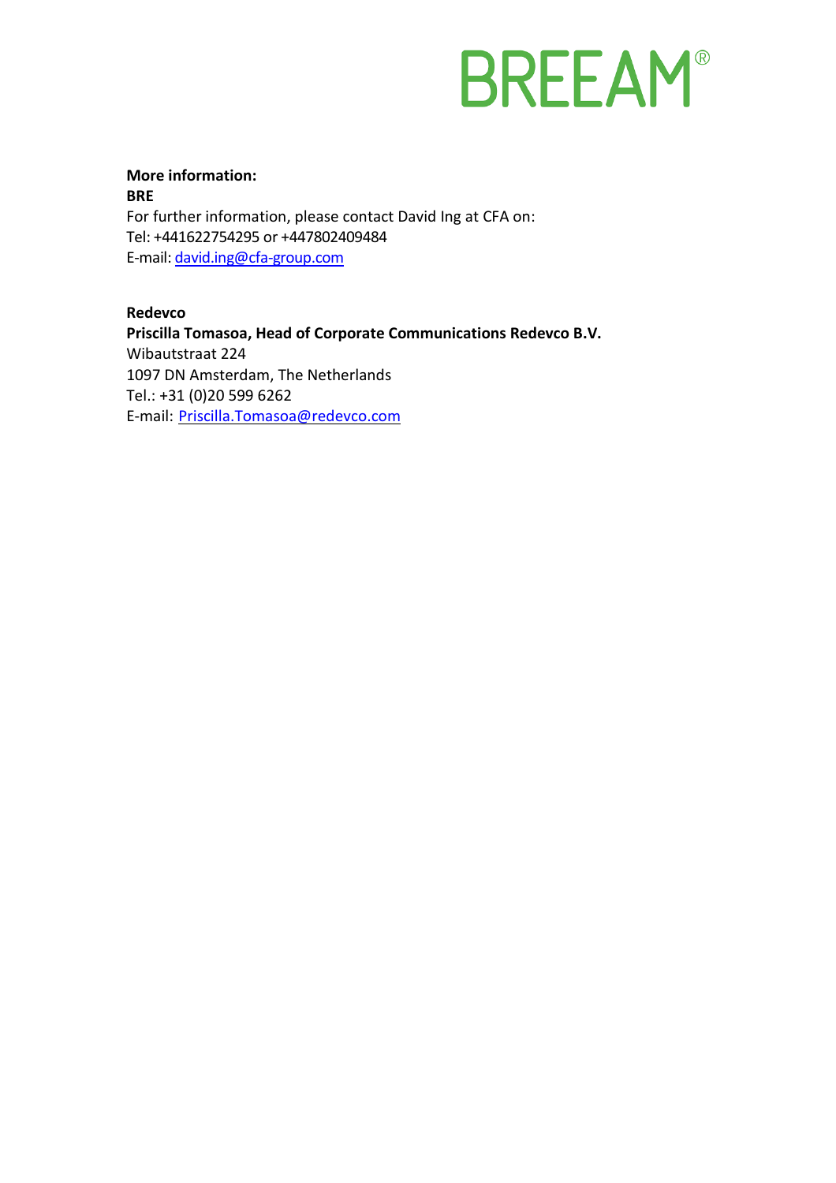BREEAM®

**More information:**
**BRE**
For further information, please contact David Ing at CFA on:
Tel: +441622754295 or +447802409484
E-mail: david.ing@cfa-group.com

**Redevco**
**Priscilla Tomasoa, Head of Corporate Communications Redevco B.V.**
Wibautstraat 224
1097 DN Amsterdam, The Netherlands
Tel.: +31 (0)20 599 6262
E-mail: Priscilla.Tomasoa@redevco.com